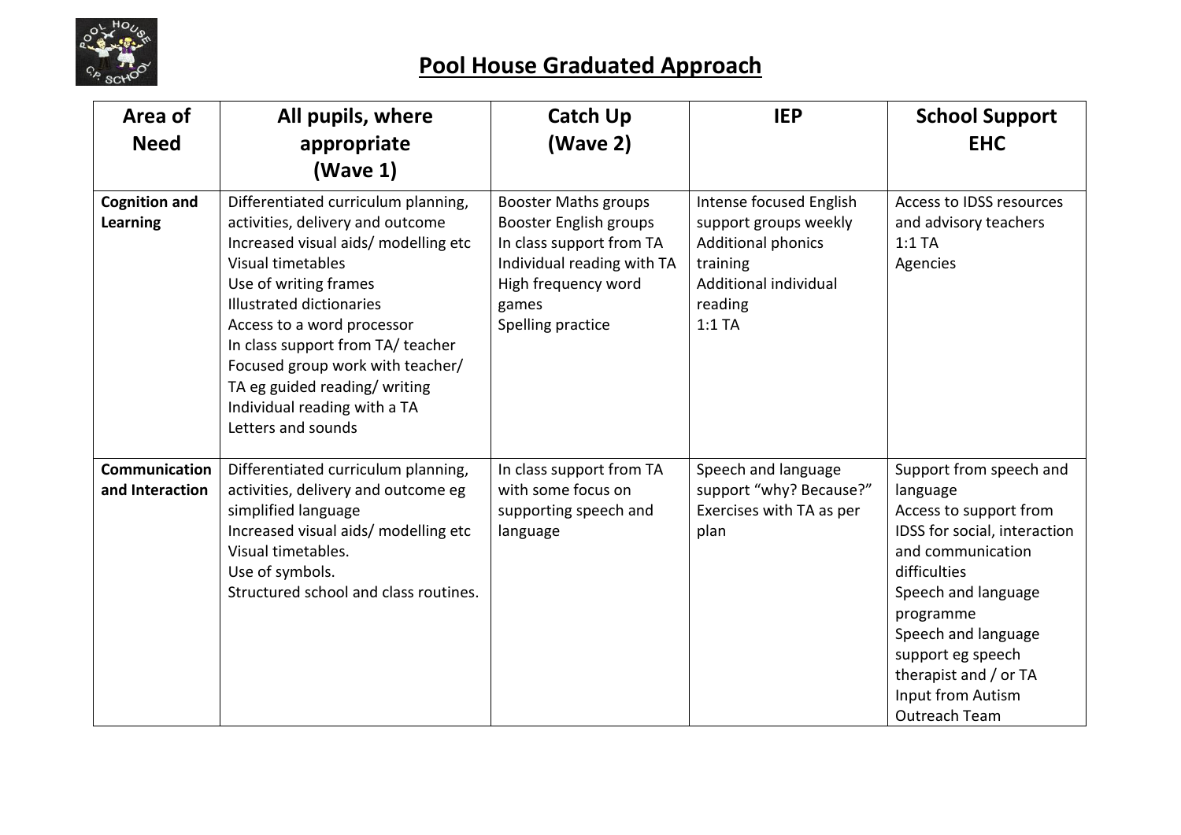# Pool House Graduated Approach

| Area of Need | All pupils, where appropriate (Wave 1) | Catch Up (Wave 2) | IEP | School Support EHC |
|---|---|---|---|---|
| **Cognition and Learning** | Differentiated curriculum planning, activities, delivery and outcome<br>Increased visual aids/ modelling etc<br>Visual timetables<br>Use of writing frames<br>Illustrated dictionaries<br>Access to a word processor<br>In class support from TA/ teacher<br>Focused group work with teacher/ TA eg guided reading/ writing<br>Individual reading with a TA<br>Letters and sounds | Booster Maths groups<br>Booster English groups<br>In class support from TA<br>Individual reading with TA<br>High frequency word games<br>Spelling practice | Intense focused English support groups weekly<br>Additional phonics training<br>Additional individual reading<br>1:1 TA | Access to IDSS resources and advisory teachers<br>1:1 TA<br>Agencies |
| **Communication and Interaction** | Differentiated curriculum planning, activities, delivery and outcome eg simplified language<br>Increased visual aids/ modelling etc<br>Visual timetables.<br>Use of symbols.<br>Structured school and class routines. | In class support from TA with some focus on supporting speech and language | Speech and language support "why? Because?" Exercises with TA as per plan | Support from speech and language<br>Access to support from IDSS for social, interaction and communication difficulties<br>Speech and language programme<br>Speech and language support eg speech therapist and / or TA<br>Input from Autism Outreach Team |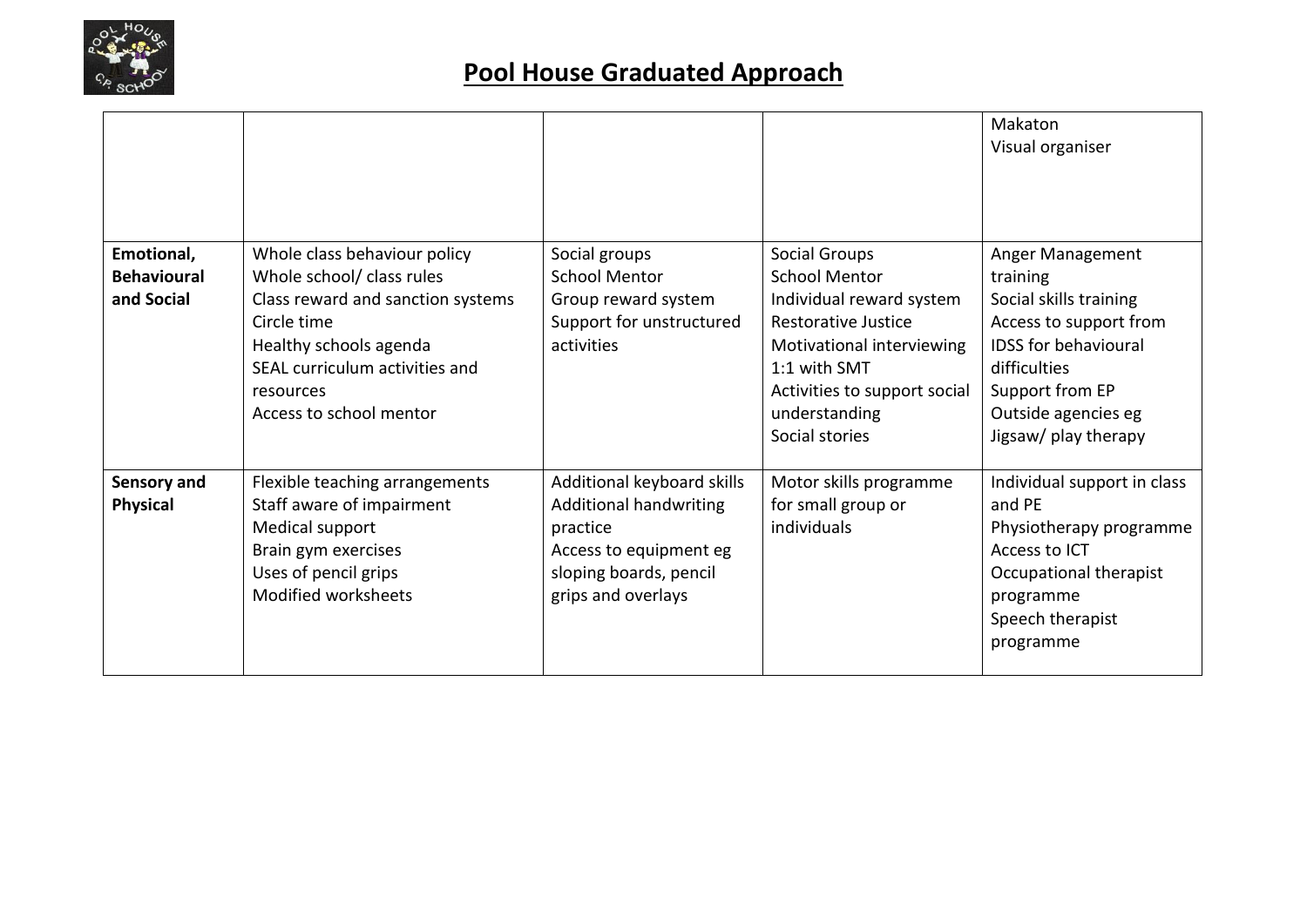# Pool House Graduated Approach

| | | | | |
|---|---|---|---|---|
| | | | | Makaton<br>Visual organiser |
| **Emotional, Behavioural and Social** | Whole class behaviour policy<br>Whole school/ class rules<br>Class reward and sanction systems<br>Circle time<br>Healthy schools agenda<br>SEAL curriculum activities and resources<br>Access to school mentor | Social groups<br>School Mentor<br>Group reward system<br>Support for unstructured activities | Social Groups<br>School Mentor<br>Individual reward system<br>Restorative Justice<br>Motivational interviewing<br>1:1 with SMT<br>Activities to support social understanding<br>Social stories | Anger Management training<br>Social skills training<br>Access to support from IDSS for behavioural difficulties<br>Support from EP<br>Outside agencies eg Jigsaw/ play therapy |
| **Sensory and Physical** | Flexible teaching arrangements<br>Staff aware of impairment<br>Medical support<br>Brain gym exercises<br>Uses of pencil grips<br>Modified worksheets | Additional keyboard skills<br>Additional handwriting practice<br>Access to equipment eg sloping boards, pencil grips and overlays | Motor skills programme for small group or individuals | Individual support in class and PE<br>Physiotherapy programme<br>Access to ICT<br>Occupational therapist programme<br>Speech therapist programme |